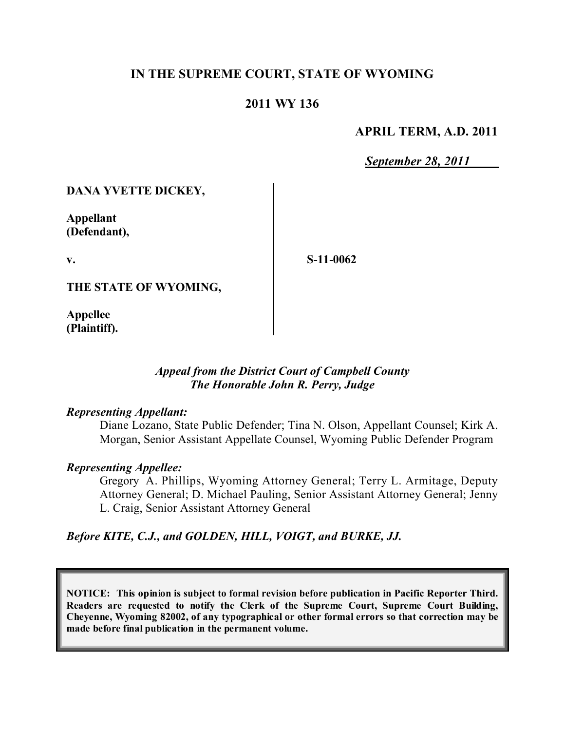**IN THE SUPREME COURT, STATE OF WYOMING**

**2011 WY 136**

**APRIL TERM, A.D. 2011**

*September 28, 2011*

| | | |
|---|---|---|
| **DANA YVETTE DICKEY,**<br><br>**Appellant (Defendant),**<br><br>**v.**<br><br>**THE STATE OF WYOMING,**<br><br>**Appellee (Plaintiff).** | | **S-11-0062** |

*Appeal from the District Court of Campbell County*
*The Honorable John R. Perry, Judge*

***Representing Appellant:***

Diane Lozano, State Public Defender; Tina N. Olson, Appellant Counsel; Kirk A. Morgan, Senior Assistant Appellate Counsel, Wyoming Public Defender Program

***Representing Appellee:***

Gregory A. Phillips, Wyoming Attorney General; Terry L. Armitage, Deputy Attorney General; D. Michael Pauling, Senior Assistant Attorney General; Jenny L. Craig, Senior Assistant Attorney General

***Before KITE, C.J., and GOLDEN, HILL, VOIGT, and BURKE, JJ.***

**NOTICE: This opinion is subject to formal revision before publication in Pacific Reporter Third. Readers are requested to notify the Clerk of the Supreme Court, Supreme Court Building, Cheyenne, Wyoming 82002, of any typographical or other formal errors so that correction may be made before final publication in the permanent volume.**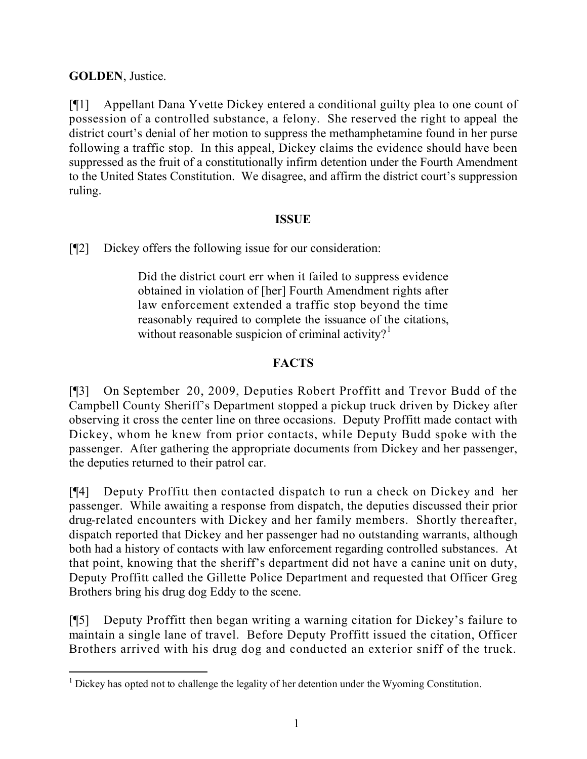**GOLDEN**, Justice.

[¶1] Appellant Dana Yvette Dickey entered a conditional guilty plea to one count of possession of a controlled substance, a felony. She reserved the right to appeal the district court's denial of her motion to suppress the methamphetamine found in her purse following a traffic stop. In this appeal, Dickey claims the evidence should have been suppressed as the fruit of a constitutionally infirm detention under the Fourth Amendment to the United States Constitution. We disagree, and affirm the district court's suppression ruling.

## ISSUE

[¶2] Dickey offers the following issue for our consideration:

> Did the district court err when it failed to suppress evidence obtained in violation of [her] Fourth Amendment rights after law enforcement extended a traffic stop beyond the time reasonably required to complete the issuance of the citations, without reasonable suspicion of criminal activity?[1]

## FACTS

[¶3] On September 20, 2009, Deputies Robert Proffitt and Trevor Budd of the Campbell County Sheriff's Department stopped a pickup truck driven by Dickey after observing it cross the center line on three occasions. Deputy Proffitt made contact with Dickey, whom he knew from prior contacts, while Deputy Budd spoke with the passenger. After gathering the appropriate documents from Dickey and her passenger, the deputies returned to their patrol car.

[¶4] Deputy Proffitt then contacted dispatch to run a check on Dickey and her passenger. While awaiting a response from dispatch, the deputies discussed their prior drug-related encounters with Dickey and her family members. Shortly thereafter, dispatch reported that Dickey and her passenger had no outstanding warrants, although both had a history of contacts with law enforcement regarding controlled substances. At that point, knowing that the sheriff's department did not have a canine unit on duty, Deputy Proffitt called the Gillette Police Department and requested that Officer Greg Brothers bring his drug dog Eddy to the scene.

[¶5] Deputy Proffitt then began writing a warning citation for Dickey's failure to maintain a single lane of travel. Before Deputy Proffitt issued the citation, Officer Brothers arrived with his drug dog and conducted an exterior sniff of the truck.

---

[1] Dickey has opted not to challenge the legality of her detention under the Wyoming Constitution.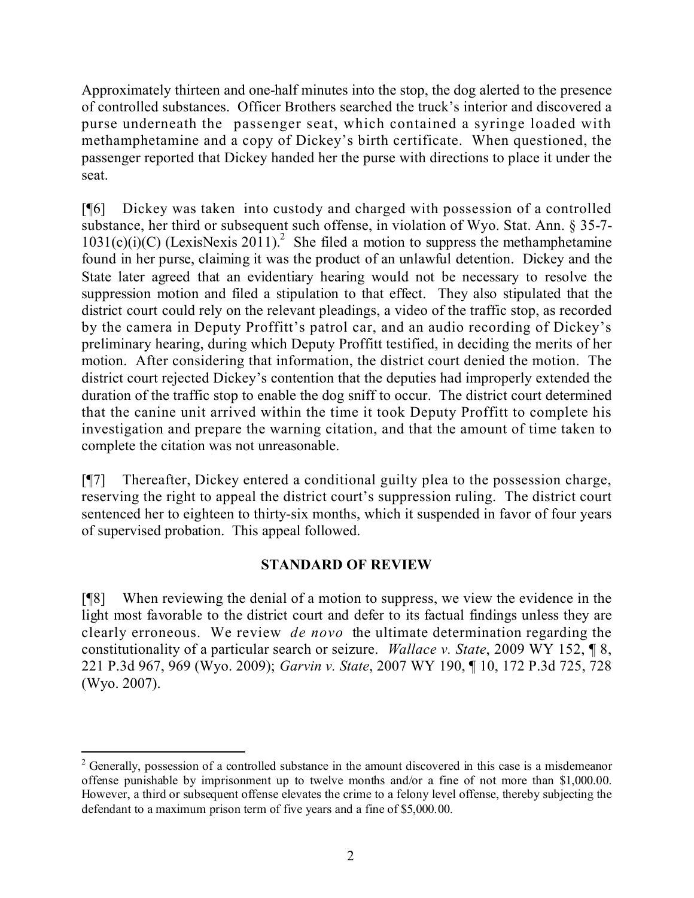Approximately thirteen and one-half minutes into the stop, the dog alerted to the presence of controlled substances. Officer Brothers searched the truck's interior and discovered a purse underneath the passenger seat, which contained a syringe loaded with methamphetamine and a copy of Dickey's birth certificate. When questioned, the passenger reported that Dickey handed her the purse with directions to place it under the seat.

[¶6] Dickey was taken into custody and charged with possession of a controlled substance, her third or subsequent such offense, in violation of Wyo. Stat. Ann. § 35-7-1031(c)(i)(C) (LexisNexis 2011).[2] She filed a motion to suppress the methamphetamine found in her purse, claiming it was the product of an unlawful detention. Dickey and the State later agreed that an evidentiary hearing would not be necessary to resolve the suppression motion and filed a stipulation to that effect. They also stipulated that the district court could rely on the relevant pleadings, a video of the traffic stop, as recorded by the camera in Deputy Proffitt's patrol car, and an audio recording of Dickey's preliminary hearing, during which Deputy Proffitt testified, in deciding the merits of her motion. After considering that information, the district court denied the motion. The district court rejected Dickey's contention that the deputies had improperly extended the duration of the traffic stop to enable the dog sniff to occur. The district court determined that the canine unit arrived within the time it took Deputy Proffitt to complete his investigation and prepare the warning citation, and that the amount of time taken to complete the citation was not unreasonable.

[¶7] Thereafter, Dickey entered a conditional guilty plea to the possession charge, reserving the right to appeal the district court's suppression ruling. The district court sentenced her to eighteen to thirty-six months, which it suspended in favor of four years of supervised probation. This appeal followed.

## STANDARD OF REVIEW

[¶8] When reviewing the denial of a motion to suppress, we view the evidence in the light most favorable to the district court and defer to its factual findings unless they are clearly erroneous. We review *de novo* the ultimate determination regarding the constitutionality of a particular search or seizure. *Wallace v. State*, 2009 WY 152, ¶ 8, 221 P.3d 967, 969 (Wyo. 2009); *Garvin v. State*, 2007 WY 190, ¶ 10, 172 P.3d 725, 728 (Wyo. 2007).

---

[2] Generally, possession of a controlled substance in the amount discovered in this case is a misdemeanor offense punishable by imprisonment up to twelve months and/or a fine of not more than $1,000.00. However, a third or subsequent offense elevates the crime to a felony level offense, thereby subjecting the defendant to a maximum prison term of five years and a fine of $5,000.00.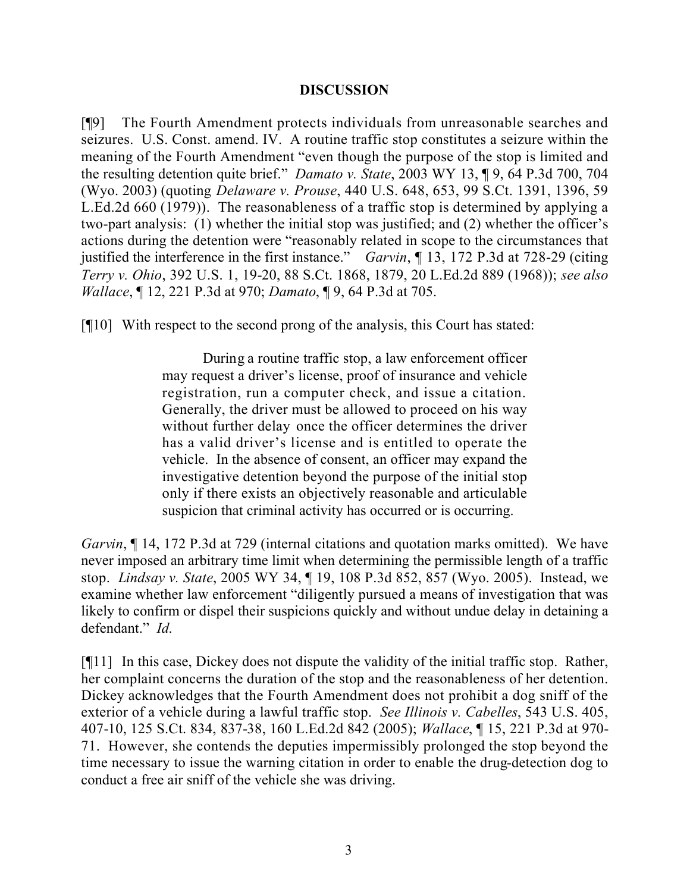**DISCUSSION**

[¶9] The Fourth Amendment protects individuals from unreasonable searches and seizures. U.S. Const. amend. IV. A routine traffic stop constitutes a seizure within the meaning of the Fourth Amendment "even though the purpose of the stop is limited and the resulting detention quite brief." *Damato v. State*, 2003 WY 13, ¶ 9, 64 P.3d 700, 704 (Wyo. 2003) (quoting *Delaware v. Prouse*, 440 U.S. 648, 653, 99 S.Ct. 1391, 1396, 59 L.Ed.2d 660 (1979)). The reasonableness of a traffic stop is determined by applying a two-part analysis: (1) whether the initial stop was justified; and (2) whether the officer's actions during the detention were "reasonably related in scope to the circumstances that justified the interference in the first instance." *Garvin*, ¶ 13, 172 P.3d at 728-29 (citing *Terry v. Ohio*, 392 U.S. 1, 19-20, 88 S.Ct. 1868, 1879, 20 L.Ed.2d 889 (1968)); *see also Wallace*, ¶ 12, 221 P.3d at 970; *Damato*, ¶ 9, 64 P.3d at 705.

[¶10] With respect to the second prong of the analysis, this Court has stated:

> During a routine traffic stop, a law enforcement officer may request a driver's license, proof of insurance and vehicle registration, run a computer check, and issue a citation. Generally, the driver must be allowed to proceed on his way without further delay once the officer determines the driver has a valid driver's license and is entitled to operate the vehicle. In the absence of consent, an officer may expand the investigative detention beyond the purpose of the initial stop only if there exists an objectively reasonable and articulable suspicion that criminal activity has occurred or is occurring.

*Garvin*, ¶ 14, 172 P.3d at 729 (internal citations and quotation marks omitted). We have never imposed an arbitrary time limit when determining the permissible length of a traffic stop. *Lindsay v. State*, 2005 WY 34, ¶ 19, 108 P.3d 852, 857 (Wyo. 2005). Instead, we examine whether law enforcement "diligently pursued a means of investigation that was likely to confirm or dispel their suspicions quickly and without undue delay in detaining a defendant." *Id.*

[¶11] In this case, Dickey does not dispute the validity of the initial traffic stop. Rather, her complaint concerns the duration of the stop and the reasonableness of her detention. Dickey acknowledges that the Fourth Amendment does not prohibit a dog sniff of the exterior of a vehicle during a lawful traffic stop. *See Illinois v. Cabelles*, 543 U.S. 405, 407-10, 125 S.Ct. 834, 837-38, 160 L.Ed.2d 842 (2005); *Wallace*, ¶ 15, 221 P.3d at 970-71. However, she contends the deputies impermissibly prolonged the stop beyond the time necessary to issue the warning citation in order to enable the drug-detection dog to conduct a free air sniff of the vehicle she was driving.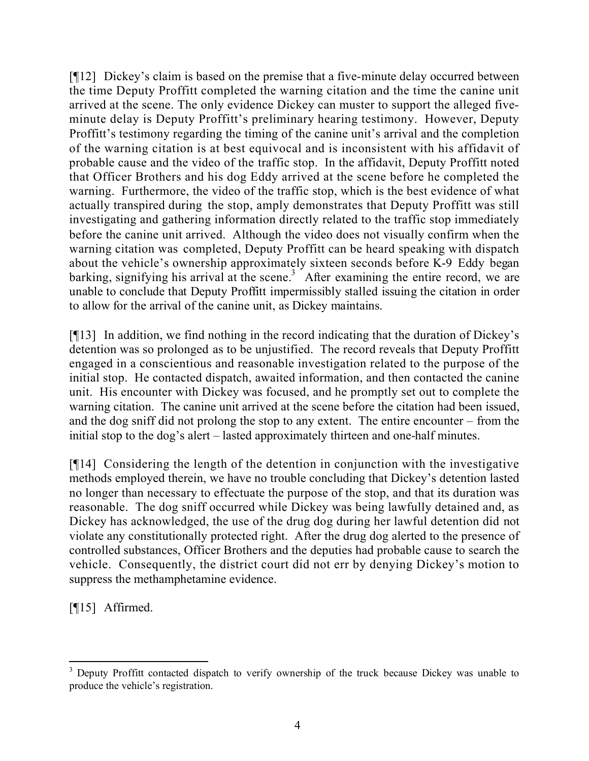[¶12] Dickey's claim is based on the premise that a five-minute delay occurred between the time Deputy Proffitt completed the warning citation and the time the canine unit arrived at the scene. The only evidence Dickey can muster to support the alleged five-minute delay is Deputy Proffitt's preliminary hearing testimony. However, Deputy Proffitt's testimony regarding the timing of the canine unit's arrival and the completion of the warning citation is at best equivocal and is inconsistent with his affidavit of probable cause and the video of the traffic stop. In the affidavit, Deputy Proffitt noted that Officer Brothers and his dog Eddy arrived at the scene before he completed the warning. Furthermore, the video of the traffic stop, which is the best evidence of what actually transpired during the stop, amply demonstrates that Deputy Proffitt was still investigating and gathering information directly related to the traffic stop immediately before the canine unit arrived. Although the video does not visually confirm when the warning citation was completed, Deputy Proffitt can be heard speaking with dispatch about the vehicle's ownership approximately sixteen seconds before K-9 Eddy began barking, signifying his arrival at the scene.[3] After examining the entire record, we are unable to conclude that Deputy Proffitt impermissibly stalled issuing the citation in order to allow for the arrival of the canine unit, as Dickey maintains.

[¶13] In addition, we find nothing in the record indicating that the duration of Dickey's detention was so prolonged as to be unjustified. The record reveals that Deputy Proffitt engaged in a conscientious and reasonable investigation related to the purpose of the initial stop. He contacted dispatch, awaited information, and then contacted the canine unit. His encounter with Dickey was focused, and he promptly set out to complete the warning citation. The canine unit arrived at the scene before the citation had been issued, and the dog sniff did not prolong the stop to any extent. The entire encounter – from the initial stop to the dog's alert – lasted approximately thirteen and one-half minutes.

[¶14] Considering the length of the detention in conjunction with the investigative methods employed therein, we have no trouble concluding that Dickey's detention lasted no longer than necessary to effectuate the purpose of the stop, and that its duration was reasonable. The dog sniff occurred while Dickey was being lawfully detained and, as Dickey has acknowledged, the use of the drug dog during her lawful detention did not violate any constitutionally protected right. After the drug dog alerted to the presence of controlled substances, Officer Brothers and the deputies had probable cause to search the vehicle. Consequently, the district court did not err by denying Dickey's motion to suppress the methamphetamine evidence.

[¶15] Affirmed.

---

[3] Deputy Proffitt contacted dispatch to verify ownership of the truck because Dickey was unable to produce the vehicle's registration.